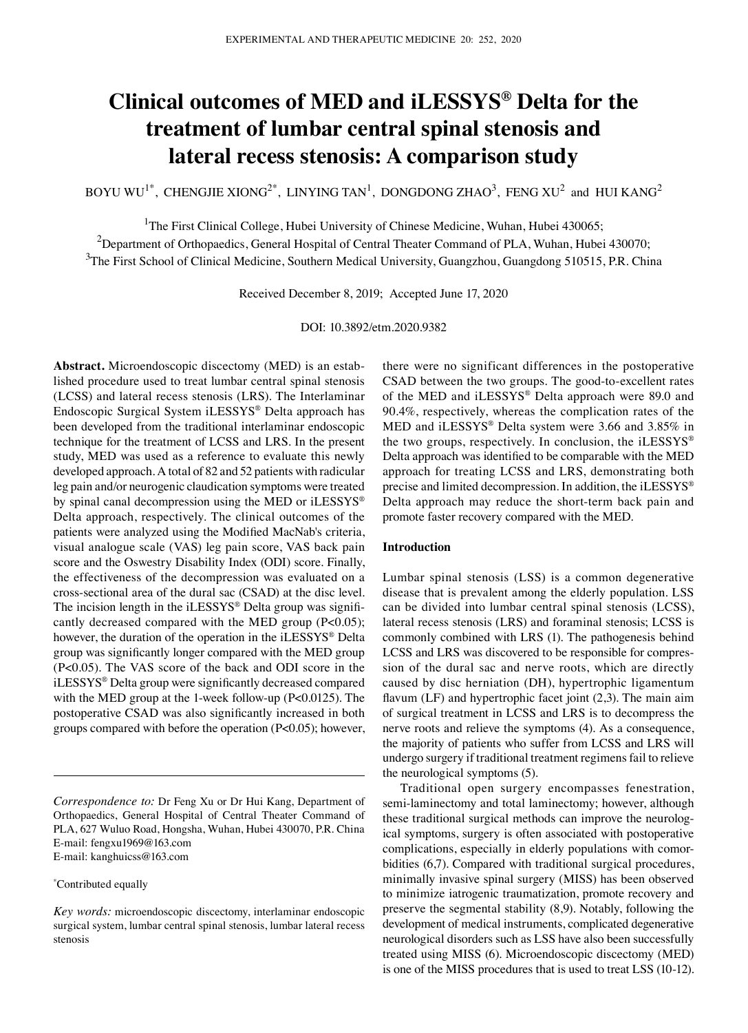# Clinical outcomes of MED and iLESSYS® Delta for the treatment of lumbar central spinal stenosis and lateral recess stenosis: A comparison study

BOYU WU[1*], CHENGJIE XIONG[2*], LINYING TAN[1], DONGDONG ZHAO[3], FENG XU[2] and HUI KANG[2]

[1]The First Clinical College, Hubei University of Chinese Medicine, Wuhan, Hubei 430065; [2]Department of Orthopaedics, General Hospital of Central Theater Command of PLA, Wuhan, Hubei 430070; [3]The First School of Clinical Medicine, Southern Medical University, Guangzhou, Guangdong 510515, P.R. China

Received December 8, 2019; Accepted June 17, 2020

DOI: 10.3892/etm.2020.9382

**Abstract.** Microendoscopic discectomy (MED) is an established procedure used to treat lumbar central spinal stenosis (LCSS) and lateral recess stenosis (LRS). The Interlaminar Endoscopic Surgical System iLESSYS® Delta approach has been developed from the traditional interlaminar endoscopic technique for the treatment of LCSS and LRS. In the present study, MED was used as a reference to evaluate this newly developed approach. A total of 82 and 52 patients with radicular leg pain and/or neurogenic claudication symptoms were treated by spinal canal decompression using the MED or iLESSYS® Delta approach, respectively. The clinical outcomes of the patients were analyzed using the Modified MacNab's criteria, visual analogue scale (VAS) leg pain score, VAS back pain score and the Oswestry Disability Index (ODI) score. Finally, the effectiveness of the decompression was evaluated on a cross-sectional area of the dural sac (CSAD) at the disc level. The incision length in the iLESSYS® Delta group was significantly decreased compared with the MED group ($P<0.05$); however, the duration of the operation in the iLESSYS® Delta group was significantly longer compared with the MED group ($P<0.05$). The VAS score of the back and ODI score in the iLESSYS® Delta group were significantly decreased compared with the MED group at the 1-week follow-up ($P<0.0125$). The postoperative CSAD was also significantly increased in both groups compared with before the operation ($P<0.05$); however, there were no significant differences in the postoperative CSAD between the two groups. The good-to-excellent rates of the MED and iLESSYS® Delta approach were 89.0 and 90.4%, respectively, whereas the complication rates of the MED and iLESSYS® Delta system were 3.66 and 3.85% in the two groups, respectively. In conclusion, the iLESSYS® Delta approach was identified to be comparable with the MED approach for treating LCSS and LRS, demonstrating both precise and limited decompression. In addition, the iLESSYS® Delta approach may reduce the short-term back pain and promote faster recovery compared with the MED.

*Correspondence to:* Dr Feng Xu or Dr Hui Kang, Department of Orthopaedics, General Hospital of Central Theater Command of PLA, 627 Wuluo Road, Hongsha, Wuhan, Hubei 430070, P.R. China
E-mail: fengxu1969@163.com
E-mail: kanghuicss@163.com

*Contributed equally

*Key words:* microendoscopic discectomy, interlaminar endoscopic surgical system, lumbar central spinal stenosis, lumbar lateral recess stenosis

## Introduction

Lumbar spinal stenosis (LSS) is a common degenerative disease that is prevalent among the elderly population. LSS can be divided into lumbar central spinal stenosis (LCSS), lateral recess stenosis (LRS) and foraminal stenosis; LCSS is commonly combined with LRS (1). The pathogenesis behind LCSS and LRS was discovered to be responsible for compression of the dural sac and nerve roots, which are directly caused by disc herniation (DH), hypertrophic ligamentum flavum (LF) and hypertrophic facet joint (2,3). The main aim of surgical treatment in LCSS and LRS is to decompress the nerve roots and relieve the symptoms (4). As a consequence, the majority of patients who suffer from LCSS and LRS will undergo surgery if traditional treatment regimens fail to relieve the neurological symptoms (5).

Traditional open surgery encompasses fenestration, semi-laminectomy and total laminectomy; however, although these traditional surgical methods can improve the neurological symptoms, surgery is often associated with postoperative complications, especially in elderly populations with comorbidities (6,7). Compared with traditional surgical procedures, minimally invasive spinal surgery (MISS) has been observed to minimize iatrogenic traumatization, promote recovery and preserve the segmental stability (8,9). Notably, following the development of medical instruments, complicated degenerative neurological disorders such as LSS have also been successfully treated using MISS (6). Microendoscopic discectomy (MED) is one of the MISS procedures that is used to treat LSS (10-12).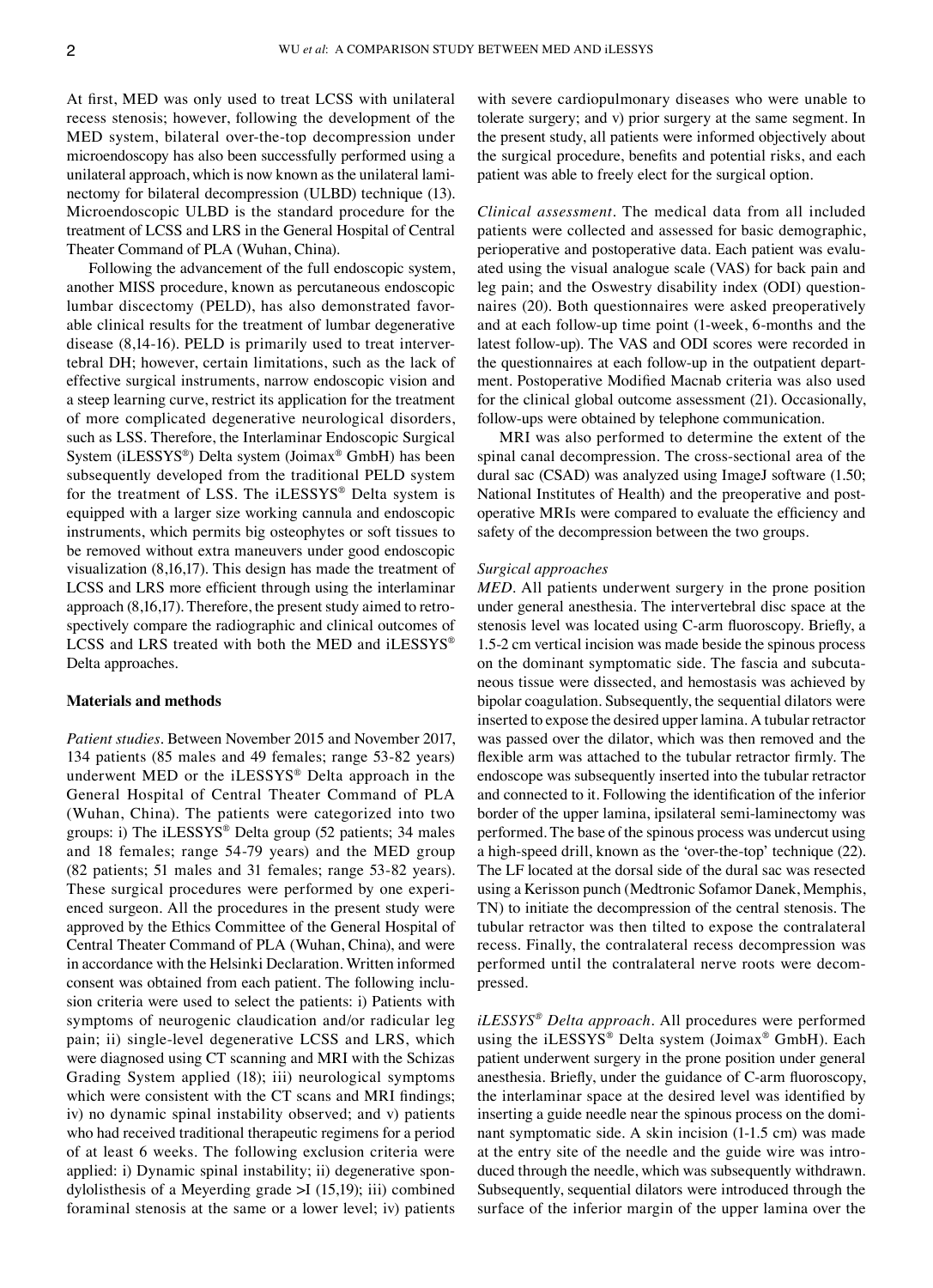At first, MED was only used to treat LCSS with unilateral recess stenosis; however, following the development of the MED system, bilateral over-the-top decompression under microendoscopy has also been successfully performed using a unilateral approach, which is now known as the unilateral laminectomy for bilateral decompression (ULBD) technique (13). Microendoscopic ULBD is the standard procedure for the treatment of LCSS and LRS in the General Hospital of Central Theater Command of PLA (Wuhan, China).

Following the advancement of the full endoscopic system, another MISS procedure, known as percutaneous endoscopic lumbar discectomy (PELD), has also demonstrated favorable clinical results for the treatment of lumbar degenerative disease (8,14-16). PELD is primarily used to treat intervertebral DH; however, certain limitations, such as the lack of effective surgical instruments, narrow endoscopic vision and a steep learning curve, restrict its application for the treatment of more complicated degenerative neurological disorders, such as LSS. Therefore, the Interlaminar Endoscopic Surgical System (iLESSYS®) Delta system (Joimax® GmbH) has been subsequently developed from the traditional PELD system for the treatment of LSS. The iLESSYS® Delta system is equipped with a larger size working cannula and endoscopic instruments, which permits big osteophytes or soft tissues to be removed without extra maneuvers under good endoscopic visualization (8,16,17). This design has made the treatment of LCSS and LRS more efficient through using the interlaminar approach (8,16,17). Therefore, the present study aimed to retrospectively compare the radiographic and clinical outcomes of LCSS and LRS treated with both the MED and iLESSYS® Delta approaches.

## Materials and methods

*Patient studies*. Between November 2015 and November 2017, 134 patients (85 males and 49 females; range 53-82 years) underwent MED or the iLESSYS® Delta approach in the General Hospital of Central Theater Command of PLA (Wuhan, China). The patients were categorized into two groups: i) The iLESSYS® Delta group (52 patients; 34 males and 18 females; range 54-79 years) and the MED group (82 patients; 51 males and 31 females; range 53-82 years). These surgical procedures were performed by one experienced surgeon. All the procedures in the present study were approved by the Ethics Committee of the General Hospital of Central Theater Command of PLA (Wuhan, China), and were in accordance with the Helsinki Declaration. Written informed consent was obtained from each patient. The following inclusion criteria were used to select the patients: i) Patients with symptoms of neurogenic claudication and/or radicular leg pain; ii) single-level degenerative LCSS and LRS, which were diagnosed using CT scanning and MRI with the Schizas Grading System applied (18); iii) neurological symptoms which were consistent with the CT scans and MRI findings; iv) no dynamic spinal instability observed; and v) patients who had received traditional therapeutic regimens for a period of at least 6 weeks. The following exclusion criteria were applied: i) Dynamic spinal instability; ii) degenerative spondylolisthesis of a Meyerding grade >I (15,19); iii) combined foraminal stenosis at the same or a lower level; iv) patients with severe cardiopulmonary diseases who were unable to tolerate surgery; and v) prior surgery at the same segment. In the present study, all patients were informed objectively about the surgical procedure, benefits and potential risks, and each patient was able to freely elect for the surgical option.

*Clinical assessment*. The medical data from all included patients were collected and assessed for basic demographic, perioperative and postoperative data. Each patient was evaluated using the visual analogue scale (VAS) for back pain and leg pain; and the Oswestry disability index (ODI) questionnaires (20). Both questionnaires were asked preoperatively and at each follow-up time point (1-week, 6-months and the latest follow-up). The VAS and ODI scores were recorded in the questionnaires at each follow-up in the outpatient department. Postoperative Modified Macnab criteria was also used for the clinical global outcome assessment (21). Occasionally, follow-ups were obtained by telephone communication.

MRI was also performed to determine the extent of the spinal canal decompression. The cross-sectional area of the dural sac (CSAD) was analyzed using ImageJ software (1.50; National Institutes of Health) and the preoperative and postoperative MRIs were compared to evaluate the efficiency and safety of the decompression between the two groups.

*Surgical approaches*

*MED*. All patients underwent surgery in the prone position under general anesthesia. The intervertebral disc space at the stenosis level was located using C-arm fluoroscopy. Briefly, a 1.5-2 cm vertical incision was made beside the spinous process on the dominant symptomatic side. The fascia and subcutaneous tissue were dissected, and hemostasis was achieved by bipolar coagulation. Subsequently, the sequential dilators were inserted to expose the desired upper lamina. A tubular retractor was passed over the dilator, which was then removed and the flexible arm was attached to the tubular retractor firmly. The endoscope was subsequently inserted into the tubular retractor and connected to it. Following the identification of the inferior border of the upper lamina, ipsilateral semi-laminectomy was performed. The base of the spinous process was undercut using a high-speed drill, known as the 'over-the-top' technique (22). The LF located at the dorsal side of the dural sac was resected using a Kerisson punch (Medtronic Sofamor Danek, Memphis, TN) to initiate the decompression of the central stenosis. The tubular retractor was then tilted to expose the contralateral recess. Finally, the contralateral recess decompression was performed until the contralateral nerve roots were decompressed.

*iLESSYS® Delta approach*. All procedures were performed using the iLESSYS® Delta system (Joimax® GmbH). Each patient underwent surgery in the prone position under general anesthesia. Briefly, under the guidance of C-arm fluoroscopy, the interlaminar space at the desired level was identified by inserting a guide needle near the spinous process on the dominant symptomatic side. A skin incision (1-1.5 cm) was made at the entry site of the needle and the guide wire was introduced through the needle, which was subsequently withdrawn. Subsequently, sequential dilators were introduced through the surface of the inferior margin of the upper lamina over the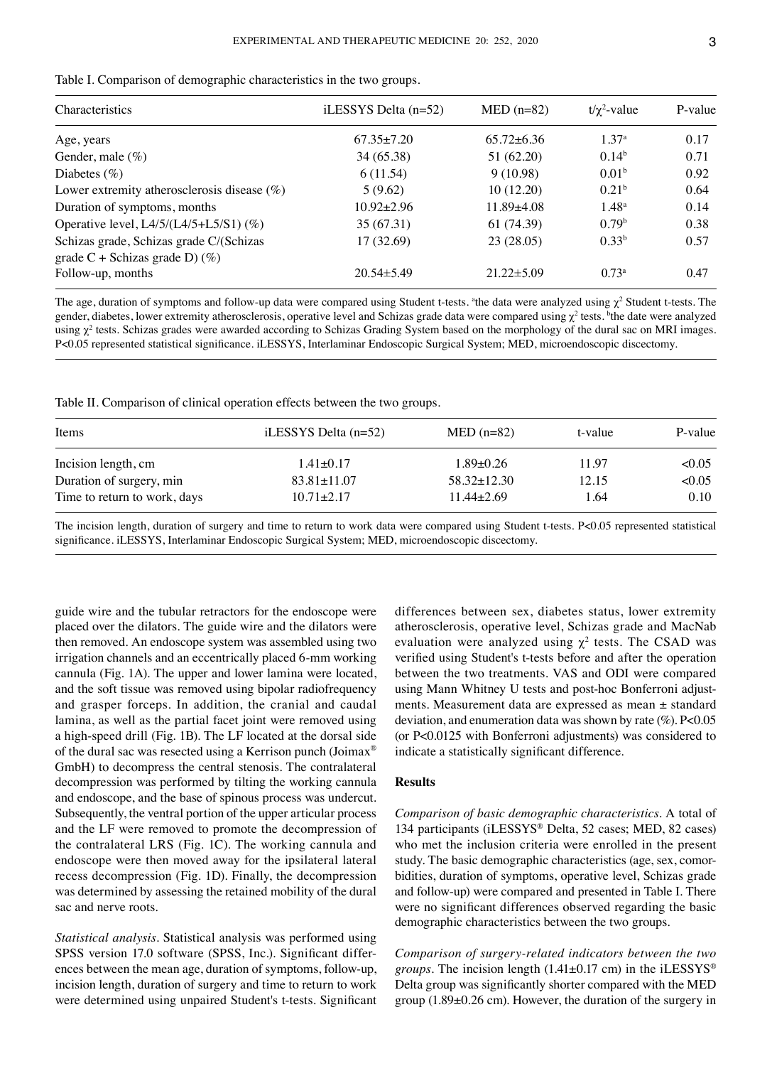Table I. Comparison of demographic characteristics in the two groups.

| Characteristics | iLESSYS Delta (n=52) | MED (n=82) | t/$\chi^2$-value | P-value |
|---|---|---|---|---|
| Age, years | 67.35±7.20 | 65.72±6.36 | 1.37[a] | 0.17 |
| Gender, male (%) | 34 (65.38) | 51 (62.20) | 0.14[b] | 0.71 |
| Diabetes (%) | 6 (11.54) | 9 (10.98) | 0.01[b] | 0.92 |
| Lower extremity atherosclerosis disease (%) | 5 (9.62) | 10 (12.20) | 0.21[b] | 0.64 |
| Duration of symptoms, months | 10.92±2.96 | 11.89±4.08 | 1.48[a] | 0.14 |
| Operative level, L4/5/(L4/5+L5/S1) (%) | 35 (67.31) | 61 (74.39) | 0.79[b] | 0.38 |
| Schizas grade, Schizas grade C/(Schizas grade C + Schizas grade D) (%) | 17 (32.69) | 23 (28.05) | 0.33[b] | 0.57 |
| Follow-up, months | 20.54±5.49 | 21.22±5.09 | 0.73[a] | 0.47 |

The age, duration of symptoms and follow-up data were compared using Student t-tests. [a]the data were analyzed using $\chi^2$ Student t-tests. The gender, diabetes, lower extremity atherosclerosis, operative level and Schizas grade data were compared using $\chi^2$ tests. [b]the date were analyzed using $\chi^2$ tests. Schizas grades were awarded according to Schizas Grading System based on the morphology of the dural sac on MRI images. P<0.05 represented statistical significance. iLESSYS, Interlaminar Endoscopic Surgical System; MED, microendoscopic discectomy.

Table II. Comparison of clinical operation effects between the two groups.

| Items | iLESSYS Delta (n=52) | MED (n=82) | t-value | P-value |
|---|---|---|---|---|
| Incision length, cm | 1.41±0.17 | 1.89±0.26 | 11.97 | <0.05 |
| Duration of surgery, min | 83.81±11.07 | 58.32±12.30 | 12.15 | <0.05 |
| Time to return to work, days | 10.71±2.17 | 11.44±2.69 | 1.64 | 0.10 |

The incision length, duration of surgery and time to return to work data were compared using Student t-tests. P<0.05 represented statistical significance. iLESSYS, Interlaminar Endoscopic Surgical System; MED, microendoscopic discectomy.

guide wire and the tubular retractors for the endoscope were placed over the dilators. The guide wire and the dilators were then removed. An endoscope system was assembled using two irrigation channels and an eccentrically placed 6-mm working cannula (Fig. 1A). The upper and lower lamina were located, and the soft tissue was removed using bipolar radiofrequency and grasper forceps. In addition, the cranial and caudal lamina, as well as the partial facet joint were removed using a high-speed drill (Fig. 1B). The LF located at the dorsal side of the dural sac was resected using a Kerrison punch (Joimax® GmbH) to decompress the central stenosis. The contralateral decompression was performed by tilting the working cannula and endoscope, and the base of spinous process was undercut. Subsequently, the ventral portion of the upper articular process and the LF were removed to promote the decompression of the contralateral LRS (Fig. 1C). The working cannula and endoscope were then moved away for the ipsilateral lateral recess decompression (Fig. 1D). Finally, the decompression was determined by assessing the retained mobility of the dural sac and nerve roots.

*Statistical analysis.* Statistical analysis was performed using SPSS version 17.0 software (SPSS, Inc.). Significant differences between the mean age, duration of symptoms, follow-up, incision length, duration of surgery and time to return to work were determined using unpaired Student's t-tests. Significant differences between sex, diabetes status, lower extremity atherosclerosis, operative level, Schizas grade and MacNab evaluation were analyzed using $\chi^2$ tests. The CSAD was verified using Student's t-tests before and after the operation between the two treatments. VAS and ODI were compared using Mann Whitney U tests and post-hoc Bonferroni adjustments. Measurement data are expressed as mean ± standard deviation, and enumeration data was shown by rate (%). P<0.05 (or P<0.0125 with Bonferroni adjustments) was considered to indicate a statistically significant difference.

## Results

*Comparison of basic demographic characteristics.* A total of 134 participants (iLESSYS® Delta, 52 cases; MED, 82 cases) who met the inclusion criteria were enrolled in the present study. The basic demographic characteristics (age, sex, comorbidities, duration of symptoms, operative level, Schizas grade and follow-up) were compared and presented in Table I. There were no significant differences observed regarding the basic demographic characteristics between the two groups.

*Comparison of surgery-related indicators between the two groups.* The incision length (1.41±0.17 cm) in the iLESSYS® Delta group was significantly shorter compared with the MED group (1.89±0.26 cm). However, the duration of the surgery in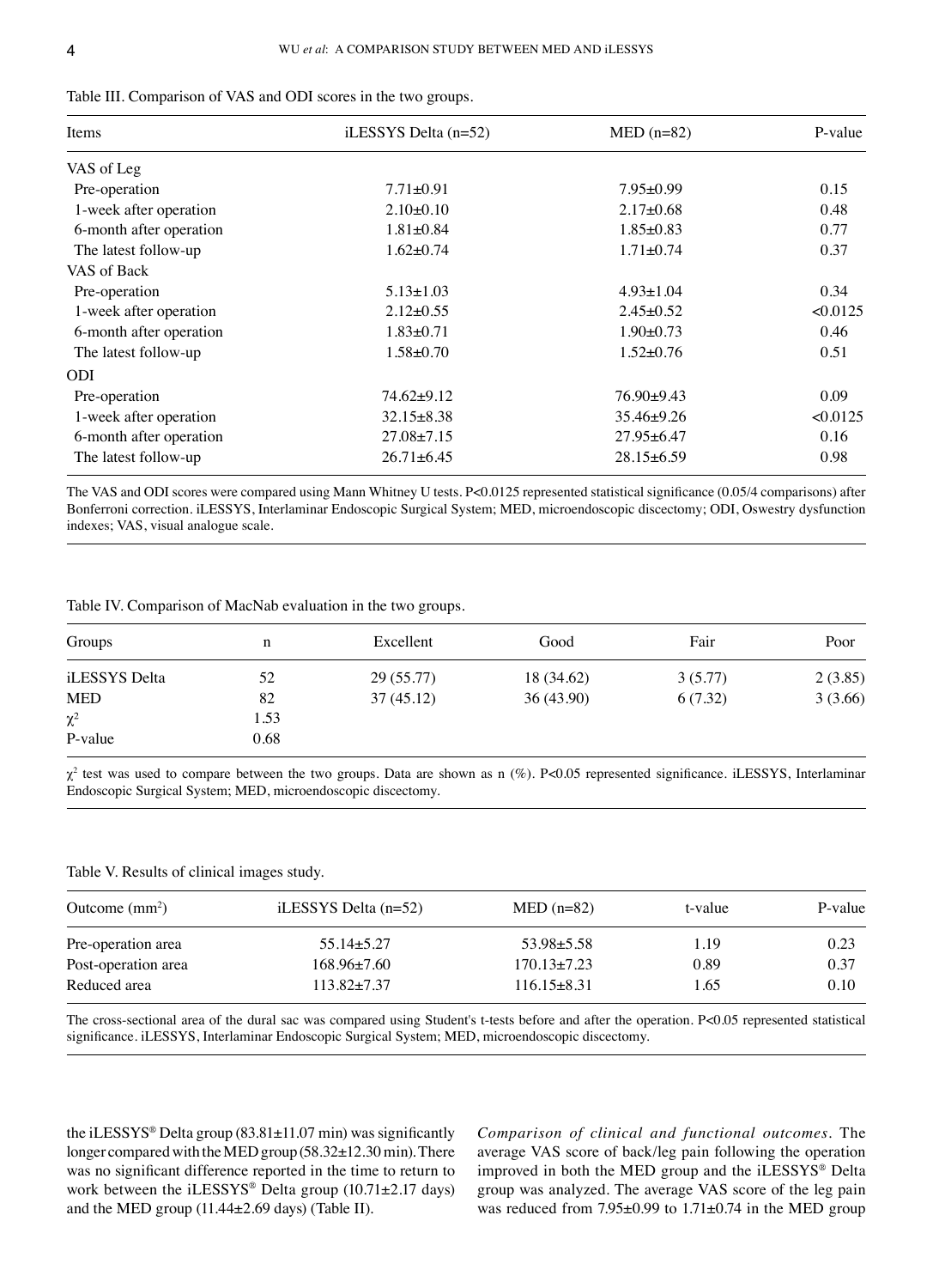Table III. Comparison of VAS and ODI scores in the two groups.

| Items | iLESSYS Delta (n=52) | MED (n=82) | P-value |
|---|---|---|---|
| VAS of Leg | | | |
| Pre-operation | 7.71±0.91 | 7.95±0.99 | 0.15 |
| 1-week after operation | 2.10±0.10 | 2.17±0.68 | 0.48 |
| 6-month after operation | 1.81±0.84 | 1.85±0.83 | 0.77 |
| The latest follow-up | 1.62±0.74 | 1.71±0.74 | 0.37 |
| VAS of Back | | | |
| Pre-operation | 5.13±1.03 | 4.93±1.04 | 0.34 |
| 1-week after operation | 2.12±0.55 | 2.45±0.52 | <0.0125 |
| 6-month after operation | 1.83±0.71 | 1.90±0.73 | 0.46 |
| The latest follow-up | 1.58±0.70 | 1.52±0.76 | 0.51 |
| ODI | | | |
| Pre-operation | 74.62±9.12 | 76.90±9.43 | 0.09 |
| 1-week after operation | 32.15±8.38 | 35.46±9.26 | <0.0125 |
| 6-month after operation | 27.08±7.15 | 27.95±6.47 | 0.16 |
| The latest follow-up | 26.71±6.45 | 28.15±6.59 | 0.98 |

The VAS and ODI scores were compared using Mann Whitney U tests. P<0.0125 represented statistical significance (0.05/4 comparisons) after Bonferroni correction. iLESSYS, Interlaminar Endoscopic Surgical System; MED, microendoscopic discectomy; ODI, Oswestry dysfunction indexes; VAS, visual analogue scale.

Table IV. Comparison of MacNab evaluation in the two groups.

| Groups | n | Excellent | Good | Fair | Poor |
|---|---|---|---|---|---|
| iLESSYS Delta | 52 | 29 (55.77) | 18 (34.62) | 3 (5.77) | 2 (3.85) |
| MED | 82 | 37 (45.12) | 36 (43.90) | 6 (7.32) | 3 (3.66) |
| $\chi^2$ | 1.53 | | | | |
| P-value | 0.68 | | | | |

$\chi^2$ test was used to compare between the two groups. Data are shown as n (%). P<0.05 represented significance. iLESSYS, Interlaminar Endoscopic Surgical System; MED, microendoscopic discectomy.

Table V. Results of clinical images study.

| Outcome (mm$^2$) | iLESSYS Delta (n=52) | MED (n=82) | t-value | P-value |
|---|---|---|---|---|
| Pre-operation area | 55.14±5.27 | 53.98±5.58 | 1.19 | 0.23 |
| Post-operation area | 168.96±7.60 | 170.13±7.23 | 0.89 | 0.37 |
| Reduced area | 113.82±7.37 | 116.15±8.31 | 1.65 | 0.10 |

The cross-sectional area of the dural sac was compared using Student's t-tests before and after the operation. P<0.05 represented statistical significance. iLESSYS, Interlaminar Endoscopic Surgical System; MED, microendoscopic discectomy.

the iLESSYS® Delta group (83.81±11.07 min) was significantly longer compared with the MED group (58.32±12.30 min). There was no significant difference reported in the time to return to work between the iLESSYS® Delta group (10.71±2.17 days) and the MED group (11.44±2.69 days) (Table II).

*Comparison of clinical and functional outcomes.* The average VAS score of back/leg pain following the operation improved in both the MED group and the iLESSYS® Delta group was analyzed. The average VAS score of the leg pain was reduced from 7.95±0.99 to 1.71±0.74 in the MED group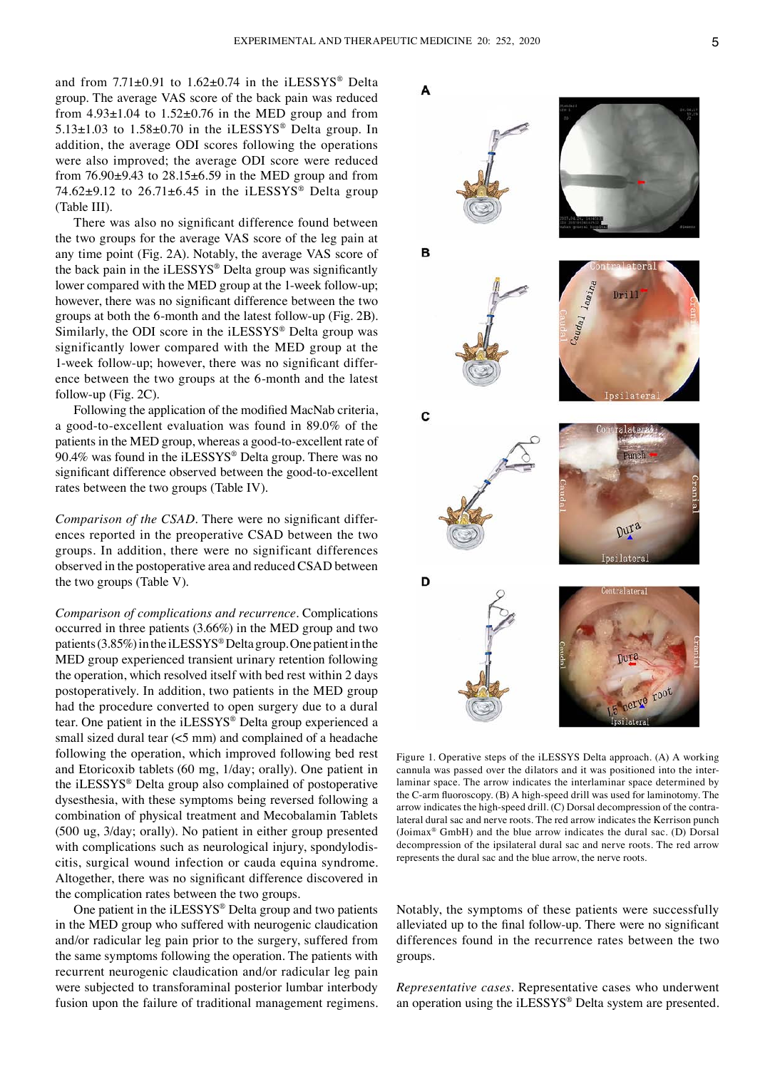and from 7.71±0.91 to 1.62±0.74 in the iLESSYS® Delta group. The average VAS score of the back pain was reduced from 4.93±1.04 to 1.52±0.76 in the MED group and from 5.13±1.03 to 1.58±0.70 in the iLESSYS® Delta group. In addition, the average ODI scores following the operations were also improved; the average ODI score were reduced from 76.90±9.43 to 28.15±6.59 in the MED group and from 74.62±9.12 to 26.71±6.45 in the iLESSYS® Delta group (Table III).

There was also no significant difference found between the two groups for the average VAS score of the leg pain at any time point (Fig. 2A). Notably, the average VAS score of the back pain in the iLESSYS® Delta group was significantly lower compared with the MED group at the 1-week follow-up; however, there was no significant difference between the two groups at both the 6-month and the latest follow-up (Fig. 2B). Similarly, the ODI score in the iLESSYS® Delta group was significantly lower compared with the MED group at the 1-week follow-up; however, there was no significant difference between the two groups at the 6-month and the latest follow-up (Fig. 2C).

Following the application of the modified MacNab criteria, a good-to-excellent evaluation was found in 89.0% of the patients in the MED group, whereas a good-to-excellent rate of 90.4% was found in the iLESSYS® Delta group. There was no significant difference observed between the good-to-excellent rates between the two groups (Table IV).

*Comparison of the CSAD.* There were no significant differences reported in the preoperative CSAD between the two groups. In addition, there were no significant differences observed in the postoperative area and reduced CSAD between the two groups (Table V).

*Comparison of complications and recurrence.* Complications occurred in three patients (3.66%) in the MED group and two patients (3.85%) in the iLESSYS® Delta group. One patient in the MED group experienced transient urinary retention following the operation, which resolved itself with bed rest within 2 days postoperatively. In addition, two patients in the MED group had the procedure converted to open surgery due to a dural tear. One patient in the iLESSYS® Delta group experienced a small sized dural tear (<5 mm) and complained of a headache following the operation, which improved following bed rest and Etoricoxib tablets (60 mg, 1/day; orally). One patient in the iLESSYS® Delta group also complained of postoperative dysesthesia, with these symptoms being reversed following a combination of physical treatment and Mecobalamin Tablets (500 ug, 3/day; orally). No patient in either group presented with complications such as neurological injury, spondylodiscitis, surgical wound infection or cauda equina syndrome. Altogether, there was no significant difference discovered in the complication rates between the two groups.

One patient in the iLESSYS® Delta group and two patients in the MED group who suffered with neurogenic claudication and/or radicular leg pain prior to the surgery, suffered from the same symptoms following the operation. The patients with recurrent neurogenic claudication and/or radicular leg pain were subjected to transforaminal posterior lumbar interbody fusion upon the failure of traditional management regimens. Notably, the symptoms of these patients were successfully alleviated up to the final follow-up. There were no significant differences found in the recurrence rates between the two groups.

Figure 1. Operative steps of the iLESSYS Delta approach. (A) A working cannula was passed over the dilators and it was positioned into the interlaminar space. The arrow indicates the interlaminar space determined by the C-arm fluoroscopy. (B) A high-speed drill was used for laminotomy. The arrow indicates the high-speed drill. (C) Dorsal decompression of the contralateral dural sac and nerve roots. The red arrow indicates the Kerrison punch (Joimax® GmbH) and the blue arrow indicates the dural sac. (D) Dorsal decompression of the ipsilateral dural sac and nerve roots. The red arrow represents the dural sac and the blue arrow, the nerve roots.

*Representative cases.* Representative cases who underwent an operation using the iLESSYS® Delta system are presented.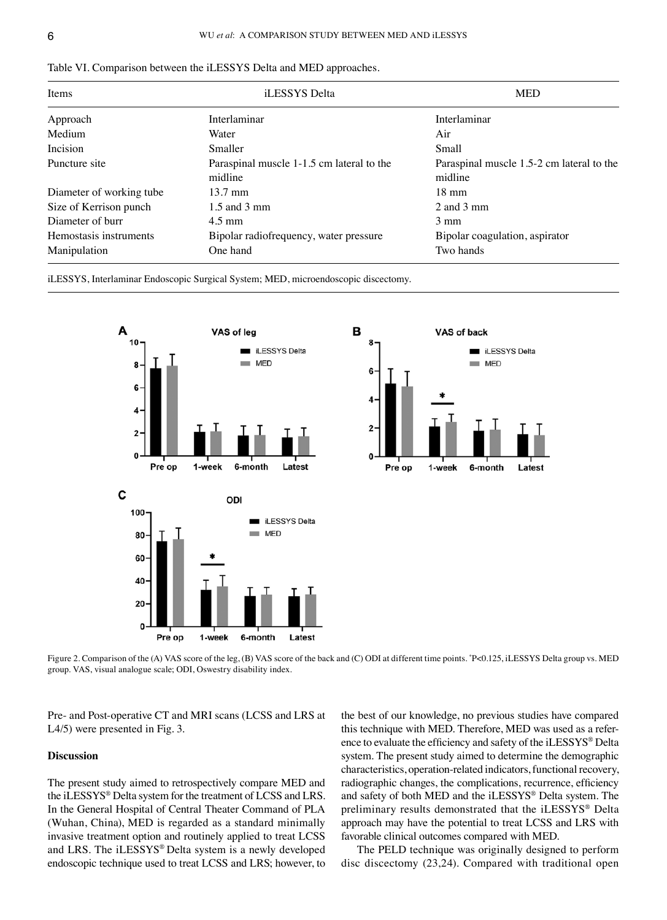Table VI. Comparison between the iLESSYS Delta and MED approaches.

| Items | iLESSYS Delta | MED |
|---|---|---|
| Approach | Interlaminar | Interlaminar |
| Medium | Water | Air |
| Incision | Smaller | Small |
| Puncture site | Paraspinal muscle 1-1.5 cm lateral to the midline | Paraspinal muscle 1.5-2 cm lateral to the midline |
| Diameter of working tube | 13.7 mm | 18 mm |
| Size of Kerrison punch | 1.5 and 3 mm | 2 and 3 mm |
| Diameter of burr | 4.5 mm | 3 mm |
| Hemostasis instruments | Bipolar radiofrequency, water pressure | Bipolar coagulation, aspirator |
| Manipulation | One hand | Two hands |

iLESSYS, Interlaminar Endoscopic Surgical System; MED, microendoscopic discectomy.

Figure 2. Comparison of the (A) VAS score of the leg, (B) VAS score of the back and (C) ODI at different time points. *P<0.125, iLESSYS Delta group vs. MED group. VAS, visual analogue scale; ODI, Oswestry disability index.

Pre- and Post-operative CT and MRI scans (LCSS and LRS at L4/5) were presented in Fig. 3.

## Discussion

The present study aimed to retrospectively compare MED and the iLESSYS® Delta system for the treatment of LCSS and LRS. In the General Hospital of Central Theater Command of PLA (Wuhan, China), MED is regarded as a standard minimally invasive treatment option and routinely applied to treat LCSS and LRS. The iLESSYS® Delta system is a newly developed endoscopic technique used to treat LCSS and LRS; however, to the best of our knowledge, no previous studies have compared this technique with MED. Therefore, MED was used as a reference to evaluate the efficiency and safety of the iLESSYS® Delta system. The present study aimed to determine the demographic characteristics, operation-related indicators, functional recovery, radiographic changes, the complications, recurrence, efficiency and safety of both MED and the iLESSYS® Delta system. The preliminary results demonstrated that the iLESSYS® Delta approach may have the potential to treat LCSS and LRS with favorable clinical outcomes compared with MED.

The PELD technique was originally designed to perform disc discectomy (23,24). Compared with traditional open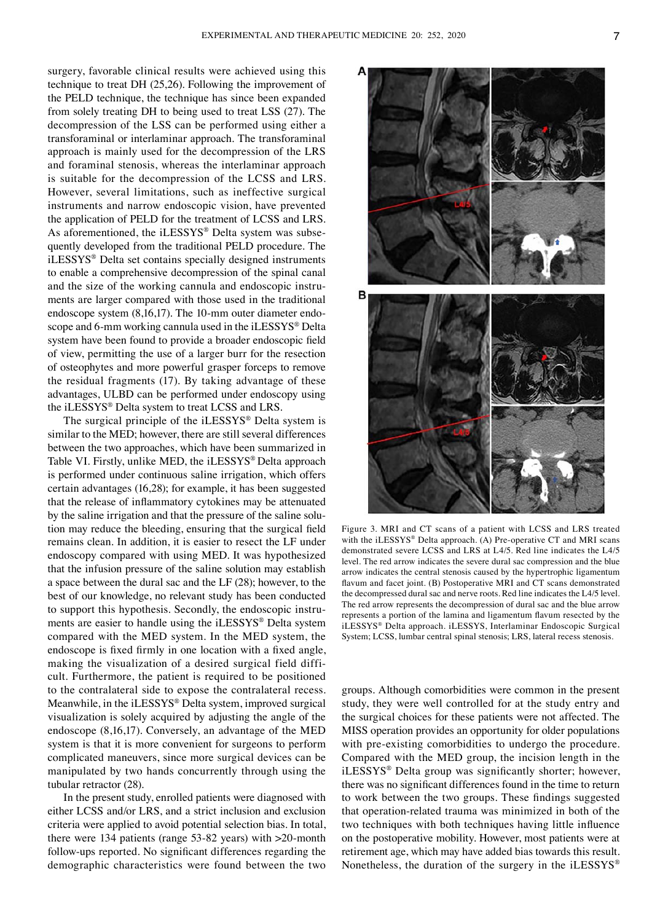surgery, favorable clinical results were achieved using this technique to treat DH (25,26). Following the improvement of the PELD technique, the technique has since been expanded from solely treating DH to being used to treat LSS (27). The decompression of the LSS can be performed using either a transforaminal or interlaminar approach. The transforaminal approach is mainly used for the decompression of the LRS and foraminal stenosis, whereas the interlaminar approach is suitable for the decompression of the LCSS and LRS. However, several limitations, such as ineffective surgical instruments and narrow endoscopic vision, have prevented the application of PELD for the treatment of LCSS and LRS. As aforementioned, the iLESSYS® Delta system was subsequently developed from the traditional PELD procedure. The iLESSYS® Delta set contains specially designed instruments to enable a comprehensive decompression of the spinal canal and the size of the working cannula and endoscopic instruments are larger compared with those used in the traditional endoscope system (8,16,17). The 10-mm outer diameter endoscope and 6-mm working cannula used in the iLESSYS® Delta system have been found to provide a broader endoscopic field of view, permitting the use of a larger burr for the resection of osteophytes and more powerful grasper forceps to remove the residual fragments (17). By taking advantage of these advantages, ULBD can be performed under endoscopy using the iLESSYS® Delta system to treat LCSS and LRS.

The surgical principle of the iLESSYS® Delta system is similar to the MED; however, there are still several differences between the two approaches, which have been summarized in Table VI. Firstly, unlike MED, the iLESSYS® Delta approach is performed under continuous saline irrigation, which offers certain advantages (16,28); for example, it has been suggested that the release of inflammatory cytokines may be attenuated by the saline irrigation and that the pressure of the saline solution may reduce the bleeding, ensuring that the surgical field remains clean. In addition, it is easier to resect the LF under endoscopy compared with using MED. It was hypothesized that the infusion pressure of the saline solution may establish a space between the dural sac and the LF (28); however, to the best of our knowledge, no relevant study has been conducted to support this hypothesis. Secondly, the endoscopic instruments are easier to handle using the iLESSYS® Delta system compared with the MED system. In the MED system, the endoscope is fixed firmly in one location with a fixed angle, making the visualization of a desired surgical field difficult. Furthermore, the patient is required to be positioned to the contralateral side to expose the contralateral recess. Meanwhile, in the iLESSYS® Delta system, improved surgical visualization is solely acquired by adjusting the angle of the endoscope (8,16,17). Conversely, an advantage of the MED system is that it is more convenient for surgeons to perform complicated maneuvers, since more surgical devices can be manipulated by two hands concurrently through using the tubular retractor (28).

In the present study, enrolled patients were diagnosed with either LCSS and/or LRS, and a strict inclusion and exclusion criteria were applied to avoid potential selection bias. In total, there were 134 patients (range 53-82 years) with >20-month follow-ups reported. No significant differences regarding the demographic characteristics were found between the two groups. Although comorbidities were common in the present study, they were well controlled for at the study entry and the surgical choices for these patients were not affected. The MISS operation provides an opportunity for older populations with pre-existing comorbidities to undergo the procedure. Compared with the MED group, the incision length in the iLESSYS® Delta group was significantly shorter; however, there was no significant differences found in the time to return to work between the two groups. These findings suggested that operation-related trauma was minimized in both of the two techniques with both techniques having little influence on the postoperative mobility. However, most patients were at retirement age, which may have added bias towards this result. Nonetheless, the duration of the surgery in the iLESSYS®

Figure 3. MRI and CT scans of a patient with LCSS and LRS treated with the iLESSYS® Delta approach. (A) Pre-operative CT and MRI scans demonstrated severe LCSS and LRS at L4/5. Red line indicates the L4/5 level. The red arrow indicates the severe dural sac compression and the blue arrow indicates the central stenosis caused by the hypertrophic ligamentum flavum and facet joint. (B) Postoperative MRI and CT scans demonstrated the decompressed dural sac and nerve roots. Red line indicates the L4/5 level. The red arrow represents the decompression of dural sac and the blue arrow represents a portion of the lamina and ligamentum flavum resected by the iLESSYS® Delta approach. iLESSYS, Interlaminar Endoscopic Surgical System; LCSS, lumbar central spinal stenosis; LRS, lateral recess stenosis.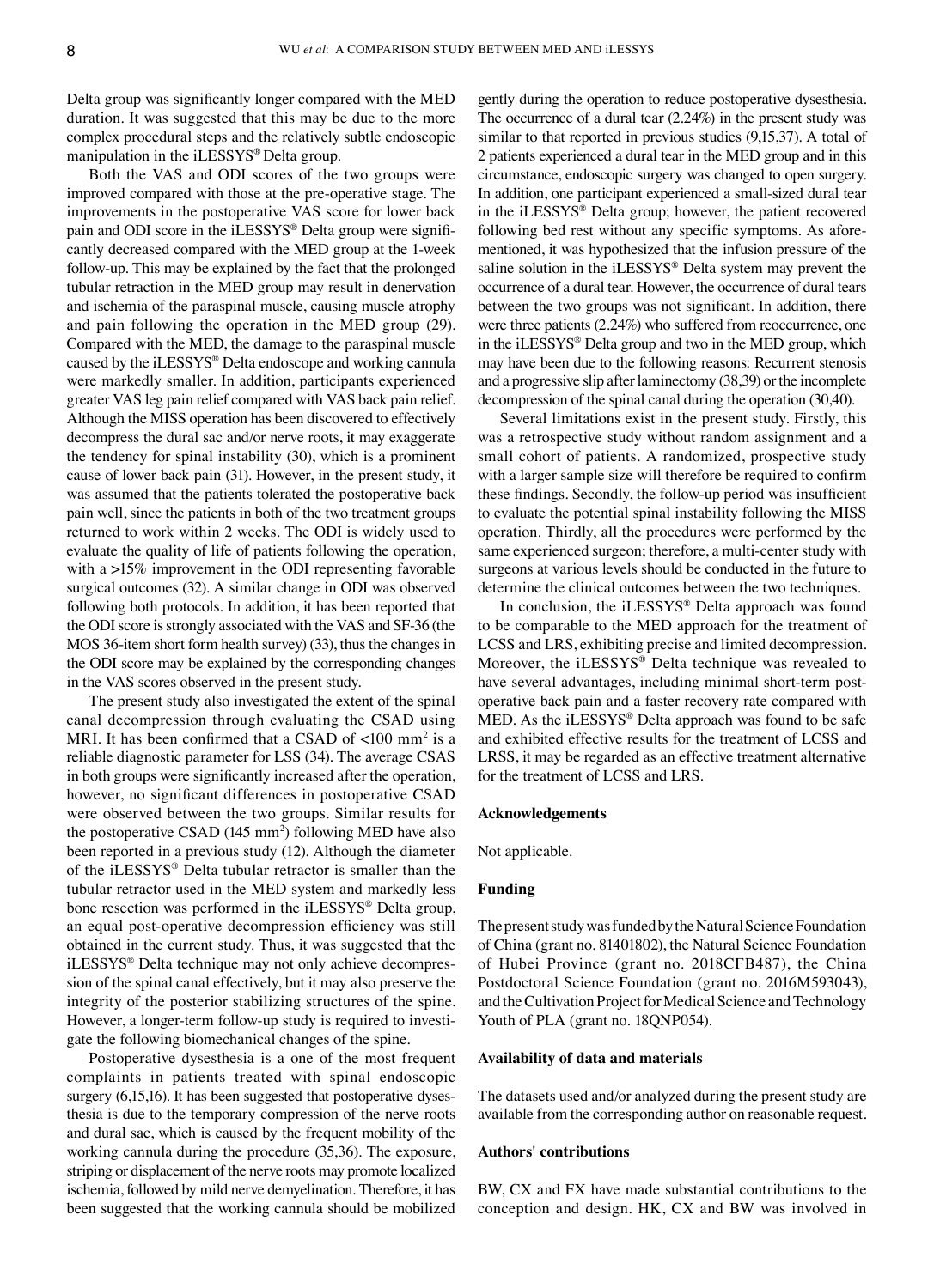Delta group was significantly longer compared with the MED duration. It was suggested that this may be due to the more complex procedural steps and the relatively subtle endoscopic manipulation in the iLESSYS® Delta group.

Both the VAS and ODI scores of the two groups were improved compared with those at the pre-operative stage. The improvements in the postoperative VAS score for lower back pain and ODI score in the iLESSYS® Delta group were significantly decreased compared with the MED group at the 1-week follow-up. This may be explained by the fact that the prolonged tubular retraction in the MED group may result in denervation and ischemia of the paraspinal muscle, causing muscle atrophy and pain following the operation in the MED group (29). Compared with the MED, the damage to the paraspinal muscle caused by the iLESSYS® Delta endoscope and working cannula were markedly smaller. In addition, participants experienced greater VAS leg pain relief compared with VAS back pain relief. Although the MISS operation has been discovered to effectively decompress the dural sac and/or nerve roots, it may exaggerate the tendency for spinal instability (30), which is a prominent cause of lower back pain (31). However, in the present study, it was assumed that the patients tolerated the postoperative back pain well, since the patients in both of the two treatment groups returned to work within 2 weeks. The ODI is widely used to evaluate the quality of life of patients following the operation, with a >15% improvement in the ODI representing favorable surgical outcomes (32). A similar change in ODI was observed following both protocols. In addition, it has been reported that the ODI score is strongly associated with the VAS and SF-36 (the MOS 36-item short form health survey) (33), thus the changes in the ODI score may be explained by the corresponding changes in the VAS scores observed in the present study.

The present study also investigated the extent of the spinal canal decompression through evaluating the CSAD using MRI. It has been confirmed that a CSAD of <100 mm$^2$ is a reliable diagnostic parameter for LSS (34). The average CSAS in both groups were significantly increased after the operation, however, no significant differences in postoperative CSAD were observed between the two groups. Similar results for the postoperative CSAD (145 mm$^2$) following MED have also been reported in a previous study (12). Although the diameter of the iLESSYS® Delta tubular retractor is smaller than the tubular retractor used in the MED system and markedly less bone resection was performed in the iLESSYS® Delta group, an equal post-operative decompression efficiency was still obtained in the current study. Thus, it was suggested that the iLESSYS® Delta technique may not only achieve decompression of the spinal canal effectively, but it may also preserve the integrity of the posterior stabilizing structures of the spine. However, a longer-term follow-up study is required to investigate the following biomechanical changes of the spine.

Postoperative dysesthesia is a one of the most frequent complaints in patients treated with spinal endoscopic surgery (6,15,16). It has been suggested that postoperative dysesthesia is due to the temporary compression of the nerve roots and dural sac, which is caused by the frequent mobility of the working cannula during the procedure (35,36). The exposure, striping or displacement of the nerve roots may promote localized ischemia, followed by mild nerve demyelination. Therefore, it has been suggested that the working cannula should be mobilized gently during the operation to reduce postoperative dysesthesia. The occurrence of a dural tear (2.24%) in the present study was similar to that reported in previous studies (9,15,37). A total of 2 patients experienced a dural tear in the MED group and in this circumstance, endoscopic surgery was changed to open surgery. In addition, one participant experienced a small-sized dural tear in the iLESSYS® Delta group; however, the patient recovered following bed rest without any specific symptoms. As aforementioned, it was hypothesized that the infusion pressure of the saline solution in the iLESSYS® Delta system may prevent the occurrence of a dural tear. However, the occurrence of dural tears between the two groups was not significant. In addition, there were three patients (2.24%) who suffered from reoccurrence, one in the iLESSYS® Delta group and two in the MED group, which may have been due to the following reasons: Recurrent stenosis and a progressive slip after laminectomy (38,39) or the incomplete decompression of the spinal canal during the operation (30,40).

Several limitations exist in the present study. Firstly, this was a retrospective study without random assignment and a small cohort of patients. A randomized, prospective study with a larger sample size will therefore be required to confirm these findings. Secondly, the follow-up period was insufficient to evaluate the potential spinal instability following the MISS operation. Thirdly, all the procedures were performed by the same experienced surgeon; therefore, a multi-center study with surgeons at various levels should be conducted in the future to determine the clinical outcomes between the two techniques.

In conclusion, the iLESSYS® Delta approach was found to be comparable to the MED approach for the treatment of LCSS and LRS, exhibiting precise and limited decompression. Moreover, the iLESSYS® Delta technique was revealed to have several advantages, including minimal short-term postoperative back pain and a faster recovery rate compared with MED. As the iLESSYS® Delta approach was found to be safe and exhibited effective results for the treatment of LCSS and LRSS, it may be regarded as an effective treatment alternative for the treatment of LCSS and LRS.

## Acknowledgements

Not applicable.

## Funding

The present study was funded by the Natural Science Foundation of China (grant no. 81401802), the Natural Science Foundation of Hubei Province (grant no. 2018CFB487), the China Postdoctoral Science Foundation (grant no. 2016M593043), and the Cultivation Project for Medical Science and Technology Youth of PLA (grant no. 18QNP054).

## Availability of data and materials

The datasets used and/or analyzed during the present study are available from the corresponding author on reasonable request.

## Authors' contributions

BW, CX and FX have made substantial contributions to the conception and design. HK, CX and BW was involved in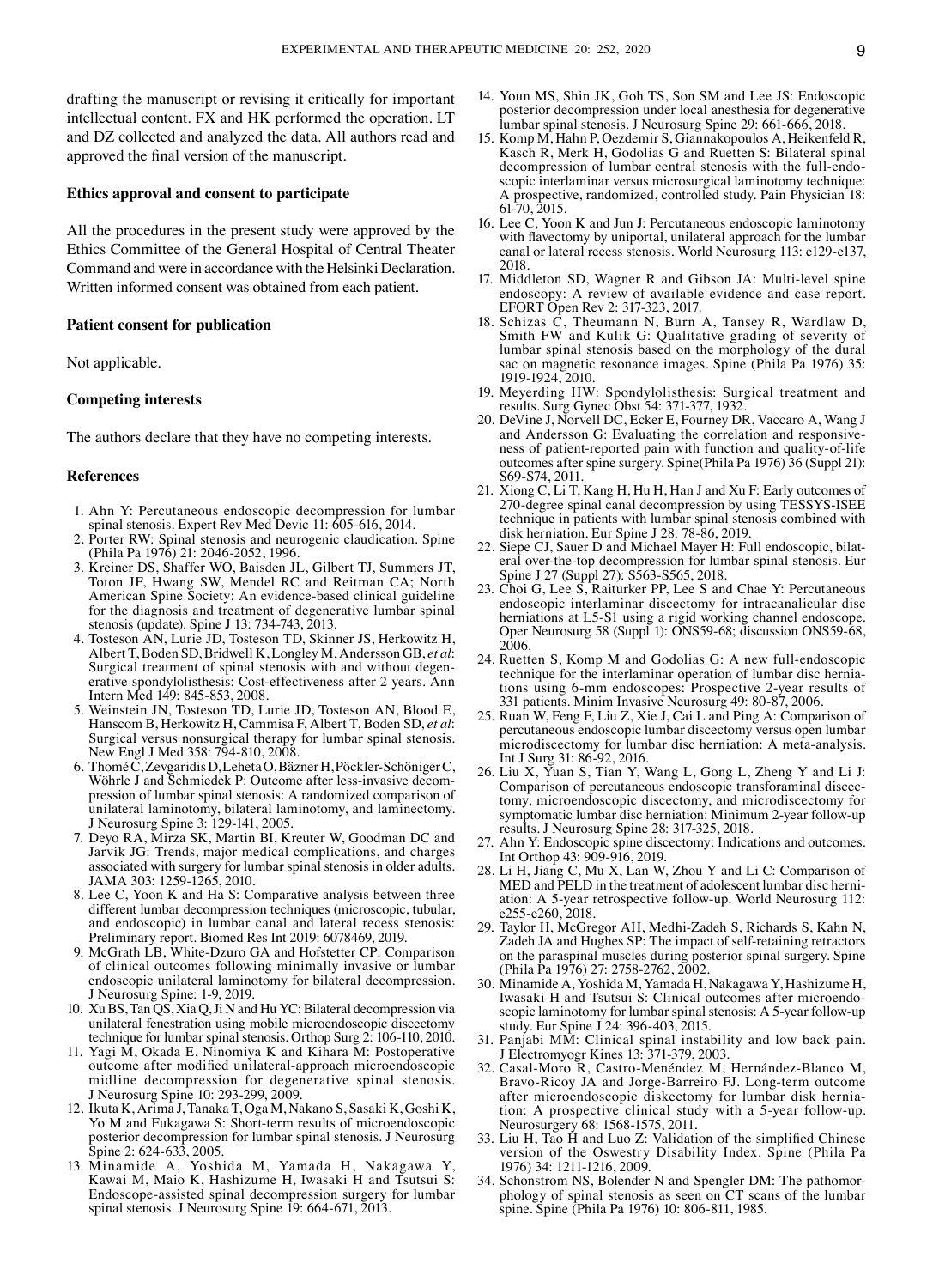drafting the manuscript or revising it critically for important intellectual content. FX and HK performed the operation. LT and DZ collected and analyzed the data. All authors read and approved the final version of the manuscript.

### Ethics approval and consent to participate

All the procedures in the present study were approved by the Ethics Committee of the General Hospital of Central Theater Command and were in accordance with the Helsinki Declaration. Written informed consent was obtained from each patient.

### Patient consent for publication

Not applicable.

### Competing interests

The authors declare that they have no competing interests.

### References

1. Ahn Y: Percutaneous endoscopic decompression for lumbar spinal stenosis. Expert Rev Med Devic 11: 605-616, 2014.
2. Porter RW: Spinal stenosis and neurogenic claudication. Spine (Phila Pa 1976) 21: 2046-2052, 1996.
3. Kreiner DS, Shaffer WO, Baisden JL, Gilbert TJ, Summers JT, Toton JF, Hwang SW, Mendel RC and Reitman CA; North American Spine Society: An evidence-based clinical guideline for the diagnosis and treatment of degenerative lumbar spinal stenosis (update). Spine J 13: 734-743, 2013.
4. Tosteson AN, Lurie JD, Tosteson TD, Skinner JS, Herkowitz H, Albert T, Boden SD, Bridwell K, Longley M, Andersson GB, *et al*: Surgical treatment of spinal stenosis with and without degenerative spondylolisthesis: Cost-effectiveness after 2 years. Ann Intern Med 149: 845-853, 2008.
5. Weinstein JN, Tosteson TD, Lurie JD, Tosteson AN, Blood E, Hanscom B, Herkowitz H, Cammisa F, Albert T, Boden SD, *et al*: Surgical versus nonsurgical therapy for lumbar spinal stenosis. New Engl J Med 358: 794-810, 2008.
6. Thomé C, Zevgaridis D, Leheta O, Bäzner H, Pöckler-Schöniger C, Wöhrle J and Schmiedek P: Outcome after less-invasive decompression of lumbar spinal stenosis: A randomized comparison of unilateral laminotomy, bilateral laminotomy, and laminectomy. J Neurosurg Spine 3: 129-141, 2005.
7. Deyo RA, Mirza SK, Martin BI, Kreuter W, Goodman DC and Jarvik JG: Trends, major medical complications, and charges associated with surgery for lumbar spinal stenosis in older adults. JAMA 303: 1259-1265, 2010.
8. Lee C, Yoon K and Ha S: Comparative analysis between three different lumbar decompression techniques (microscopic, tubular, and endoscopic) in lumbar canal and lateral recess stenosis: Preliminary report. Biomed Res Int 2019: 6078469, 2019.
9. McGrath LB, White-Dzuro GA and Hofstetter CP: Comparison of clinical outcomes following minimally invasive or lumbar endoscopic unilateral laminotomy for bilateral decompression. J Neurosurg Spine: 1-9, 2019.
10. Xu BS, Tan QS, Xia Q, Ji N and Hu YC: Bilateral decompression via unilateral fenestration using mobile microendoscopic discectomy technique for lumbar spinal stenosis. Orthop Surg 2: 106-110, 2010.
11. Yagi M, Okada E, Ninomiya K and Kihara M: Postoperative outcome after modified unilateral-approach microendoscopic midline decompression for degenerative spinal stenosis. J Neurosurg Spine 10: 293-299, 2009.
12. Ikuta K, Arima J, Tanaka T, Oga M, Nakano S, Sasaki K, Goshi K, Yo M and Fukagawa S: Short-term results of microendoscopic posterior decompression for lumbar spinal stenosis. J Neurosurg Spine 2: 624-633, 2005.
13. Minamide A, Yoshida M, Yamada H, Nakagawa Y, Kawai M, Maio K, Hashizume H, Iwasaki H and Tsutsui S: Endoscope-assisted spinal decompression surgery for lumbar spinal stenosis. J Neurosurg Spine 19: 664-671, 2013.
14. Youn MS, Shin JK, Goh TS, Son SM and Lee JS: Endoscopic posterior decompression under local anesthesia for degenerative lumbar spinal stenosis. J Neurosurg Spine 29: 661-666, 2018.
15. Komp M, Hahn P, Oezdemir S, Giannakopoulos A, Heikenfeld R, Kasch R, Merk H, Godolias G and Ruetten S: Bilateral spinal decompression of lumbar central stenosis with the full-endoscopic interlaminar versus microsurgical laminotomy technique: A prospective, randomized, controlled study. Pain Physician 18: 61-70, 2015.
16. Lee C, Yoon K and Jun J: Percutaneous endoscopic laminotomy with flavectomy by uniportal, unilateral approach for the lumbar canal or lateral recess stenosis. World Neurosurg 113: e129-e137, 2018.
17. Middleton SD, Wagner R and Gibson JA: Multi-level spine endoscopy: A review of available evidence and case report. EFORT Open Rev 2: 317-323, 2017.
18. Schizas C, Theumann N, Burn A, Tansey R, Wardlaw D, Smith FW and Kulik G: Qualitative grading of severity of lumbar spinal stenosis based on the morphology of the dural sac on magnetic resonance images. Spine (Phila Pa 1976) 35: 1919-1924, 2010.
19. Meyerding HW: Spondylolisthesis: Surgical treatment and results. Surg Gynec Obst 54: 371-377, 1932.
20. DeVine J, Norvell DC, Ecker E, Fourney DR, Vaccaro A, Wang J and Andersson G: Evaluating the correlation and responsiveness of patient-reported pain with function and quality-of-life outcomes after spine surgery. Spine(Phila Pa 1976) 36 (Suppl 21): S69-S74, 2011.
21. Xiong C, Li T, Kang H, Hu H, Han J and Xu F: Early outcomes of 270-degree spinal canal decompression by using TESSYS-ISEE technique in patients with lumbar spinal stenosis combined with disk herniation. Eur Spine J 28: 78-86, 2019.
22. Siepe CJ, Sauer D and Michael Mayer H: Full endoscopic, bilateral over-the-top decompression for lumbar spinal stenosis. Eur Spine J 27 (Suppl 27): S563-S565, 2018.
23. Choi G, Lee S, Raiturker PP, Lee S and Chae Y: Percutaneous endoscopic interlaminar discectomy for intracanalicular disc herniations at L5-S1 using a rigid working channel endoscope. Oper Neurosurg 58 (Suppl 1): ONS59-68; discussion ONS59-68, 2006.
24. Ruetten S, Komp M and Godolias G: A new full-endoscopic technique for the interlaminar operation of lumbar disc herniations using 6-mm endoscopes: Prospective 2-year results of 331 patients. Minim Invasive Neurosurg 49: 80-87, 2006.
25. Ruan W, Feng F, Liu Z, Xie J, Cai L and Ping A: Comparison of percutaneous endoscopic lumbar discectomy versus open lumbar microdiscectomy for lumbar disc herniation: A meta-analysis. Int J Surg 31: 86-92, 2016.
26. Liu X, Yuan S, Tian Y, Wang L, Gong L, Zheng Y and Li J: Comparison of percutaneous endoscopic transforaminal discectomy, microendoscopic discectomy, and microdiscectomy for symptomatic lumbar disc herniation: Minimum 2-year follow-up results. J Neurosurg Spine 28: 317-325, 2018.
27. Ahn Y: Endoscopic spine discectomy: Indications and outcomes. Int Orthop 43: 909-916, 2019.
28. Li H, Jiang C, Mu X, Lan W, Zhou Y and Li C: Comparison of MED and PELD in the treatment of adolescent lumbar disc herniation: A 5-year retrospective follow-up. World Neurosurg 112: e255-e260, 2018.
29. Taylor H, McGregor AH, Medhi-Zadeh S, Richards S, Kahn N, Zadeh JA and Hughes SP: The impact of self-retaining retractors on the paraspinal muscles during posterior spinal surgery. Spine (Phila Pa 1976) 27: 2758-2762, 2002.
30. Minamide A, Yoshida M, Yamada H, Nakagawa Y, Hashizume H, Iwasaki H and Tsutsui S: Clinical outcomes after microendoscopic laminotomy for lumbar spinal stenosis: A 5-year follow-up study. Eur Spine J 24: 396-403, 2015.
31. Panjabi MM: Clinical spinal instability and low back pain. J Electromyogr Kines 13: 371-379, 2003.
32. Casal-Moro R, Castro-Menéndez M, Hernández-Blanco M, Bravo-Ricoy JA and Jorge-Barreiro FJ. Long-term outcome after microendoscopic diskectomy for lumbar disk herniation: A prospective clinical study with a 5-year follow-up. Neurosurgery 68: 1568-1575, 2011.
33. Liu H, Tao H and Luo Z: Validation of the simplified Chinese version of the Oswestry Disability Index. Spine (Phila Pa 1976) 34: 1211-1216, 2009.
34. Schonstrom NS, Bolender N and Spengler DM: The pathomorphology of spinal stenosis as seen on CT scans of the lumbar spine. Spine (Phila Pa 1976) 10: 806-811, 1985.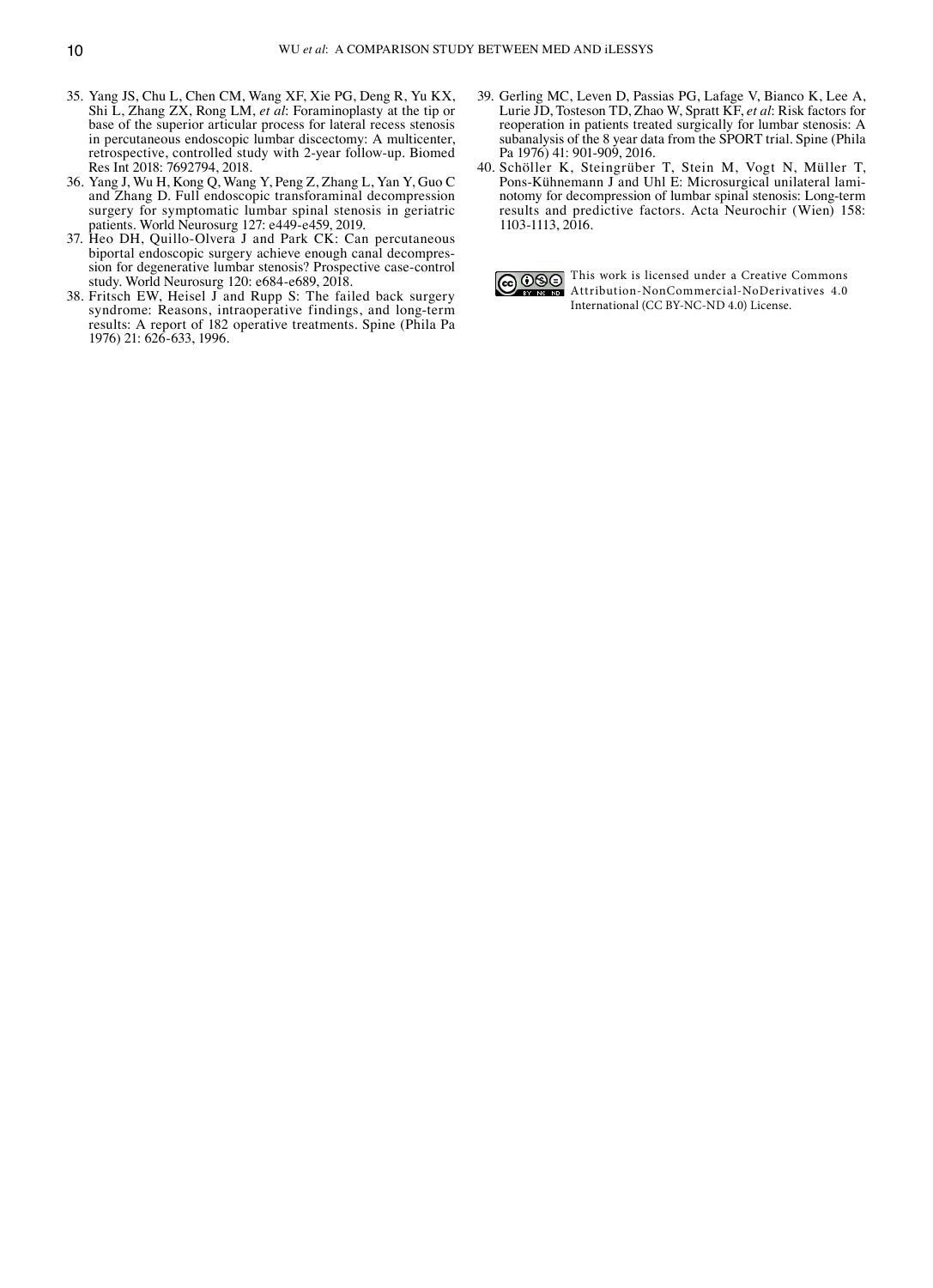35. Yang JS, Chu L, Chen CM, Wang XF, Xie PG, Deng R, Yu KX, Shi L, Zhang ZX, Rong LM, *et al*: Foraminoplasty at the tip or base of the superior articular process for lateral recess stenosis in percutaneous endoscopic lumbar discectomy: A multicenter, retrospective, controlled study with 2-year follow-up. Biomed Res Int 2018: 7692794, 2018.
36. Yang J, Wu H, Kong Q, Wang Y, Peng Z, Zhang L, Yan Y, Guo C and Zhang D. Full endoscopic transforaminal decompression surgery for symptomatic lumbar spinal stenosis in geriatric patients. World Neurosurg 127: e449-e459, 2019.
37. Heo DH, Quillo-Olvera J and Park CK: Can percutaneous biportal endoscopic surgery achieve enough canal decompression for degenerative lumbar stenosis? Prospective case-control study. World Neurosurg 120: e684-e689, 2018.
38. Fritsch EW, Heisel J and Rupp S: The failed back surgery syndrome: Reasons, intraoperative findings, and long-term results: A report of 182 operative treatments. Spine (Phila Pa 1976) 21: 626-633, 1996.
39. Gerling MC, Leven D, Passias PG, Lafage V, Bianco K, Lee A, Lurie JD, Tosteson TD, Zhao W, Spratt KF, *et al*: Risk factors for reoperation in patients treated surgically for lumbar stenosis: A subanalysis of the 8 year data from the SPORT trial. Spine (Phila Pa 1976) 41: 901-909, 2016.
40. Schöller K, Steingrüber T, Stein M, Vogt N, Müller T, Pons-Kühnemann J and Uhl E: Microsurgical unilateral laminotomy for decompression of lumbar spinal stenosis: Long-term results and predictive factors. Acta Neurochir (Wien) 158: 1103-1113, 2016.

This work is licensed under a Creative Commons Attribution-NonCommercial-NoDerivatives 4.0 International (CC BY-NC-ND 4.0) License.